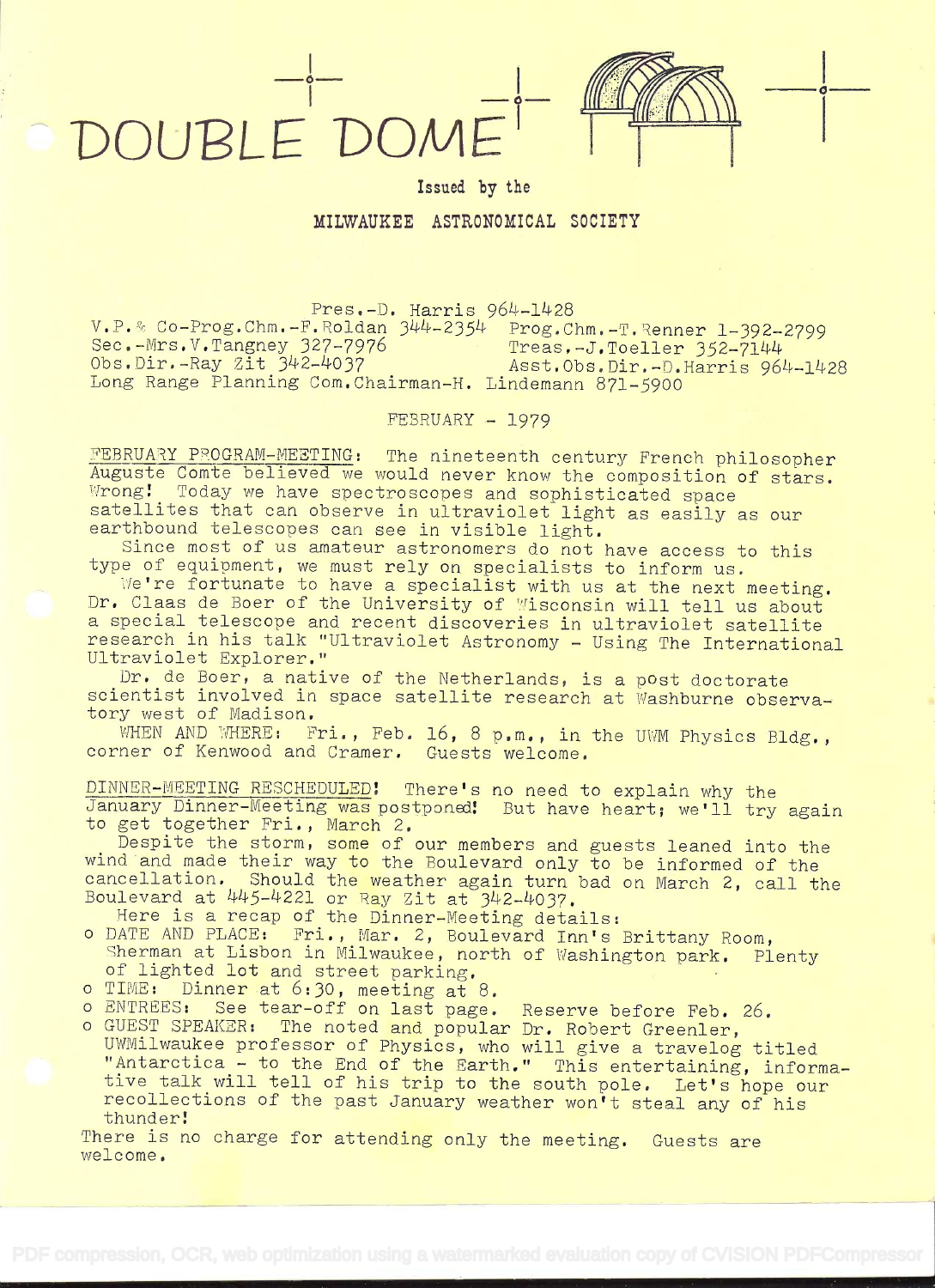# DOUBLE DOME

Issued by the

MILWAUKEE ASTRONOMICAL SOCIETY

Pres.-D. Harris 964-1428
V.P.& Co-Prog.Chm.-F.Roldan 344-2354 Prog.Chm.-T.Renner 1-392-2799
Sec.-Mrs.V.Tangney 327-7976 Treas.-J.Toeller 352-7144
Obs.Dir.-Ray Zit 342-4037 Asst.Obs.Dir.-D.Harris 964-1428
Long Range Planning Com.Chairman-H. Lindemann 871-5900

FEBRUARY - 1979

FEBRUARY PROGRAM-MEETING: The nineteenth century French philosopher Auguste Comte believed we would never know the composition of stars. Wrong! Today we have spectroscopes and sophisticated space satellites that can observe in ultraviolet light as easily as our earthbound telescopes can see in visible light.

Since most of us amateur astronomers do not have access to this type of equipment, we must rely on specialists to inform us.

We're fortunate to have a specialist with us at the next meeting. Dr. Claas de Boer of the University of Wisconsin will tell us about a special telescope and recent discoveries in ultraviolet satellite research in his talk "Ultraviolet Astronomy - Using The International Ultraviolet Explorer."

Dr. de Boer, a native of the Netherlands, is a post doctorate scientist involved in space satellite research at Washburne observatory west of Madison.

WHEN AND WHERE: Fri., Feb. 16, 8 p.m., in the UWM Physics Bldg., corner of Kenwood and Cramer. Guests welcome.

DINNER-MEETING RESCHEDULED! There's no need to explain why the January Dinner-Meeting was postponed! But have heart; we'll try again to get together Fri., March 2.

Despite the storm, some of our members and guests leaned into the wind and made their way to the Boulevard only to be informed of the cancellation. Should the weather again turn bad on March 2, call the Boulevard at 445-4221 or Ray Zit at 342-4037.

Here is a recap of the Dinner-Meeting details:

- DATE AND PLACE: Fri., Mar. 2, Boulevard Inn's Brittany Room, Sherman at Lisbon in Milwaukee, north of Washington park. Plenty of lighted lot and street parking.
- TIME: Dinner at 6:30, meeting at 8.
- ENTREES: See tear-off on last page. Reserve before Feb. 26.
- GUEST SPEAKER: The noted and popular Dr. Robert Greenler, UWMilwaukee professor of Physics, who will give a travelog titled "Antarctica - to the End of the Earth." This entertaining, informative talk will tell of his trip to the south pole. Let's hope our recollections of the past January weather won't steal any of his thunder!

There is no charge for attending only the meeting. Guests are welcome.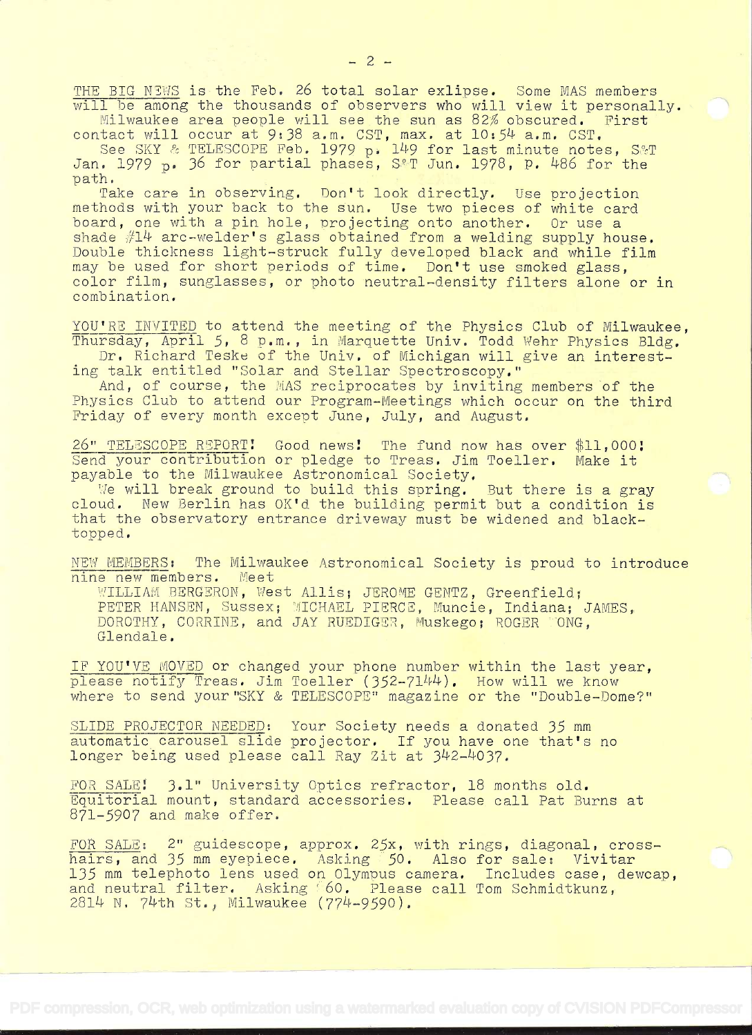THE BIG NEWS is the Feb. 26 total solar exlipse. Some MAS members will be among the thousands of observers who will view it personally.

Milwaukee area people will see the sun as 82% obscured. First contact will occur at 9:38 a.m. CST, max. at 10:54 a.m. CST.

See SKY & TELESCOPE Feb. 1979 p. 149 for last minute notes, S&T Jan. 1979 p. 36 for partial phases, S&T Jun. 1978, p. 486 for the path.

Take care in observing. Don't look directly. Use projection methods with your back to the sun. Use two pieces of white card board, one with a pin hole, projecting onto another. Or use a shade #14 arc-welder's glass obtained from a welding supply house. Double thickness light-struck fully developed black and while film may be used for short periods of time. Don't use smoked glass, color film, sunglasses, or photo neutral-density filters alone or in combination.

YOU'RE INVITED to attend the meeting of the Physics Club of Milwaukee, Thursday, April 5, 8 p.m., in Marquette Univ. Todd Wehr Physics Bldg.

Dr. Richard Teske of the Univ. of Michigan will give an interesting talk entitled "Solar and Stellar Spectroscopy."

And, of course, the MAS reciprocates by inviting members of the Physics Club to attend our Program-Meetings which occur on the third Friday of every month except June, July, and August.

26" TELESCOPE REPORT! Good news! The fund now has over $11,000! Send your contribution or pledge to Treas. Jim Toeller. Make it payable to the Milwaukee Astronomical Society.

We will break ground to build this spring. But there is a gray cloud. New Berlin has OK'd the building permit but a condition is that the observatory entrance driveway must be widened and blacktopped.

NEW MEMBERS: The Milwaukee Astronomical Society is proud to introduce nine new members. Meet

WILLIAM BERGERON, West Allis; JEROME GENTZ, Greenfield; PETER HANSEN, Sussex; MICHAEL PIERCE, Muncie, Indiana; JAMES, DOROTHY, CORRINE, and JAY RUEDIGER, Muskego; ROGER ONG, Glendale.

IF YOU'VE MOVED or changed your phone number within the last year, please notify Treas. Jim Toeller (352-7144). How will we know where to send your "SKY & TELESCOPE" magazine or the "Double-Dome?"

SLIDE PROJECTOR NEEDED: Your Society needs a donated 35 mm automatic carousel slide projector. If you have one that's no longer being used please call Ray Zit at 342-4037.

FOR SALE! 3.1" University Optics refractor, 18 months old. Equitorial mount, standard accessories. Please call Pat Burns at 871-5907 and make offer.

FOR SALE: 2" guidescope, approx. 25x, with rings, diagonal, crosshairs, and 35 mm eyepiece. Asking 50. Also for sale: Vivitar 135 mm telephoto lens used on Olympus camera. Includes case, dewcap, and neutral filter. Asking 60. Please call Tom Schmidtkunz, 2814 N. 74th St., Milwaukee (774-9590).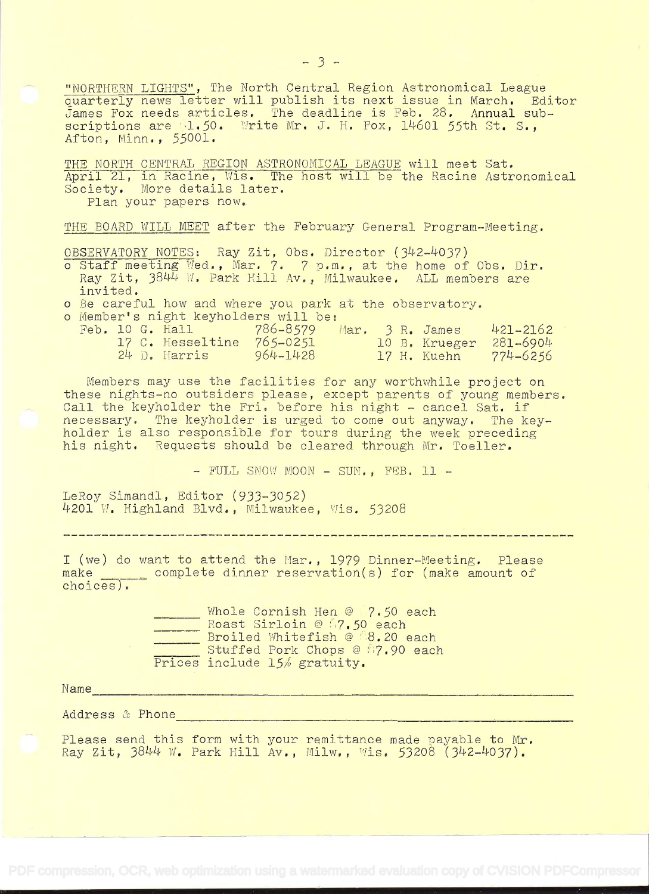"NORTHERN LIGHTS", The North Central Region Astronomical League quarterly news letter will publish its next issue in March. Editor James Fox needs articles. The deadline is Feb. 28. Annual subscriptions are $1.50. Write Mr. J. H. Fox, 14601 55th St. S., Afton, Minn., 55001.

THE NORTH CENTRAL REGION ASTRONOMICAL LEAGUE will meet Sat. April 21, in Racine, Wis. The host will be the Racine Astronomical Society. More details later.
Plan your papers now.

THE BOARD WILL MEET after the February General Program-Meeting.

OBSERVATORY NOTES: Ray Zit, Obs. Director (342-4037)

- Staff meeting Wed., Mar. 7. 7 p.m., at the home of Obs. Dir. Ray Zit, 3844 W. Park Hill Av., Milwaukee. ALL members are invited.
- Be careful how and where you park at the observatory.
- Member's night keyholders will be:

| | | | | | |
|---|---|---|---|---|---|
| Feb. 10 | G. Hall | 786-8579 | Mar. 3 | R. James | 421-2162 |
| 17 | C. Hesseltine | 765-0251 | 10 | B. Krueger | 281-6904 |
| 24 | D. Harris | 964-1428 | 17 | H. Kuehn | 774-6256 |

Members may use the facilities for any worthwhile project on these nights-no outsiders please, except parents of young members. Call the keyholder the Fri. before his night - cancel Sat. if necessary. The keyholder is urged to come out anyway. The keyholder is also responsible for tours during the week preceding his night. Requests should be cleared through Mr. Toeller.

- FULL SNOW MOON - SUN., FEB. 11 -

LeRoy Simandl, Editor (933-3052)
4201 W. Highland Blvd., Milwaukee, Wis. 53208

---

I (we) do want to attend the Mar., 1979 Dinner-Meeting. Please make ______ complete dinner reservation(s) for (make amount of choices).

______ Whole Cornish Hen @ $7.50 each
______ Roast Sirloin @ $7.50 each
______ Broiled Whitefish @ $8.20 each
______ Stuffed Pork Chops @ $7.90 each
Prices include 15% gratuity.

Name________________________________________________

Address & Phone________________________________________

Please send this form with your remittance made payable to Mr. Ray Zit, 3844 W. Park Hill Av., Milw., Wis. 53208 (342-4037).